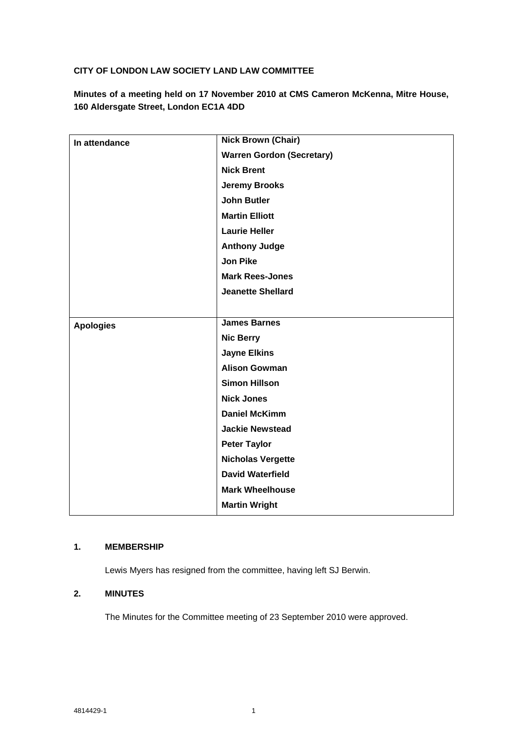**CITY OF LONDON LAW SOCIETY LAND LAW COMMITTEE**

**Minutes of a meeting held on 17 November 2010 at CMS Cameron McKenna, Mitre House, 160 Aldersgate Street, London EC1A 4DD**

| | |
|---|---|
| **In attendance** | **Nick Brown (Chair)**<br>**Warren Gordon (Secretary)**<br>**Nick Brent**<br>**Jeremy Brooks**<br>**John Butler**<br>**Martin Elliott**<br>**Laurie Heller**<br>**Anthony Judge**<br>**Jon Pike**<br>**Mark Rees-Jones**<br>**Jeanette Shellard** |
| **Apologies** | **James Barnes**<br>**Nic Berry**<br>**Jayne Elkins**<br>**Alison Gowman**<br>**Simon Hillson**<br>**Nick Jones**<br>**Daniel McKimm**<br>**Jackie Newstead**<br>**Peter Taylor**<br>**Nicholas Vergette**<br>**David Waterfield**<br>**Mark Wheelhouse**<br>**Martin Wright** |

## 1. MEMBERSHIP

Lewis Myers has resigned from the committee, having left SJ Berwin.

## 2. MINUTES

The Minutes for the Committee meeting of 23 September 2010 were approved.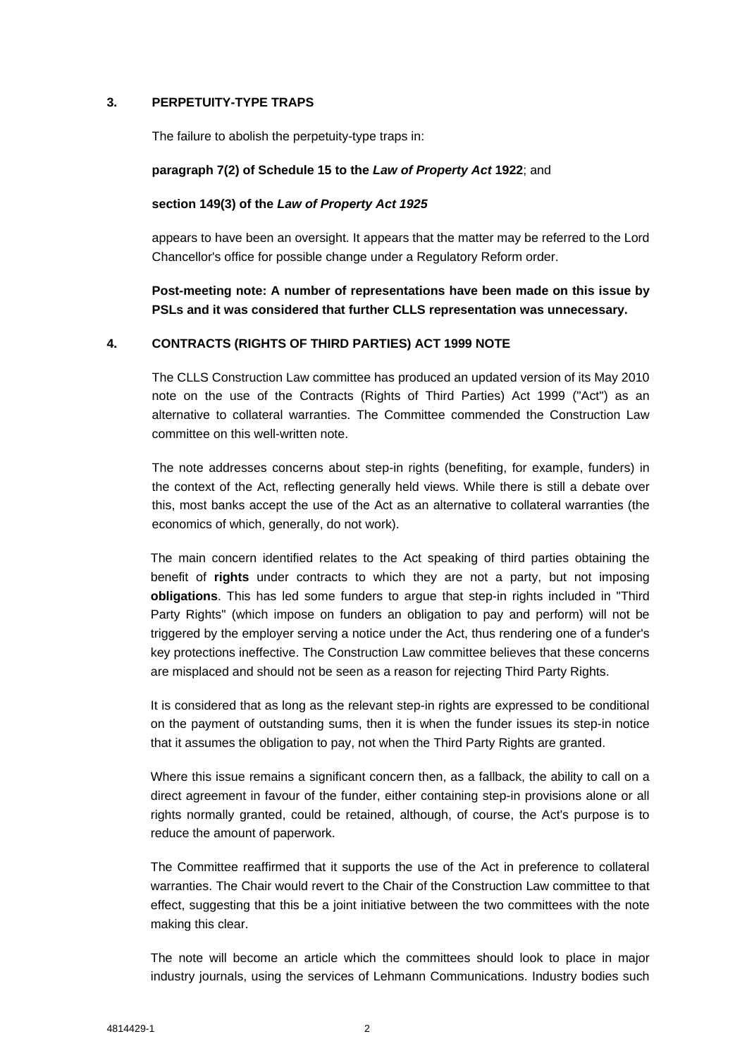## 3. PERPETUITY-TYPE TRAPS

The failure to abolish the perpetuity-type traps in:

**paragraph 7(2) of Schedule 15 to the *Law of Property Act* 1922**; and

**section 149(3) of the *Law of Property Act 1925***

appears to have been an oversight. It appears that the matter may be referred to the Lord Chancellor's office for possible change under a Regulatory Reform order.

**Post-meeting note: A number of representations have been made on this issue by PSLs and it was considered that further CLLS representation was unnecessary.**

## 4. CONTRACTS (RIGHTS OF THIRD PARTIES) ACT 1999 NOTE

The CLLS Construction Law committee has produced an updated version of its May 2010 note on the use of the Contracts (Rights of Third Parties) Act 1999 ("Act") as an alternative to collateral warranties. The Committee commended the Construction Law committee on this well-written note.

The note addresses concerns about step-in rights (benefiting, for example, funders) in the context of the Act, reflecting generally held views. While there is still a debate over this, most banks accept the use of the Act as an alternative to collateral warranties (the economics of which, generally, do not work).

The main concern identified relates to the Act speaking of third parties obtaining the benefit of **rights** under contracts to which they are not a party, but not imposing **obligations**. This has led some funders to argue that step-in rights included in "Third Party Rights" (which impose on funders an obligation to pay and perform) will not be triggered by the employer serving a notice under the Act, thus rendering one of a funder's key protections ineffective. The Construction Law committee believes that these concerns are misplaced and should not be seen as a reason for rejecting Third Party Rights.

It is considered that as long as the relevant step-in rights are expressed to be conditional on the payment of outstanding sums, then it is when the funder issues its step-in notice that it assumes the obligation to pay, not when the Third Party Rights are granted.

Where this issue remains a significant concern then, as a fallback, the ability to call on a direct agreement in favour of the funder, either containing step-in provisions alone or all rights normally granted, could be retained, although, of course, the Act's purpose is to reduce the amount of paperwork.

The Committee reaffirmed that it supports the use of the Act in preference to collateral warranties. The Chair would revert to the Chair of the Construction Law committee to that effect, suggesting that this be a joint initiative between the two committees with the note making this clear.

The note will become an article which the committees should look to place in major industry journals, using the services of Lehmann Communications. Industry bodies such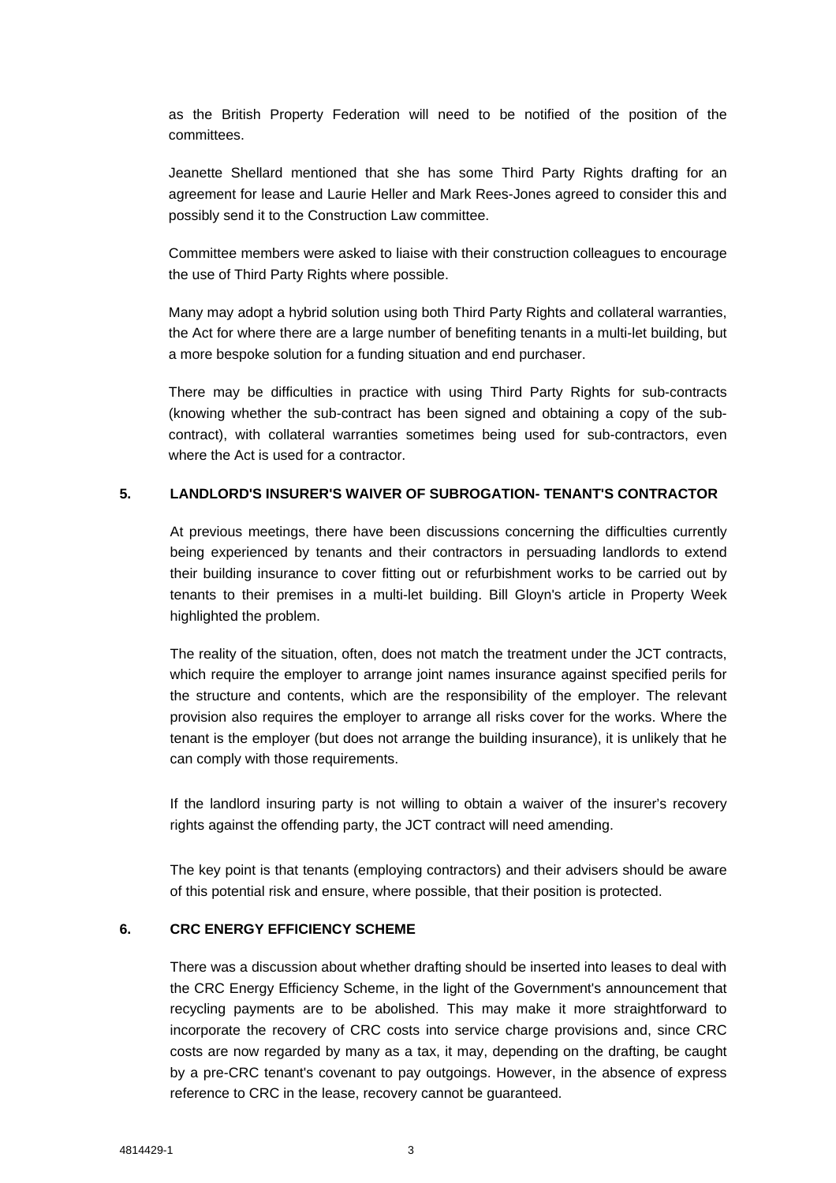as the British Property Federation will need to be notified of the position of the committees.

Jeanette Shellard mentioned that she has some Third Party Rights drafting for an agreement for lease and Laurie Heller and Mark Rees-Jones agreed to consider this and possibly send it to the Construction Law committee.

Committee members were asked to liaise with their construction colleagues to encourage the use of Third Party Rights where possible.

Many may adopt a hybrid solution using both Third Party Rights and collateral warranties, the Act for where there are a large number of benefiting tenants in a multi-let building, but a more bespoke solution for a funding situation and end purchaser.

There may be difficulties in practice with using Third Party Rights for sub-contracts (knowing whether the sub-contract has been signed and obtaining a copy of the sub-contract), with collateral warranties sometimes being used for sub-contractors, even where the Act is used for a contractor.

## 5. LANDLORD'S INSURER'S WAIVER OF SUBROGATION- TENANT'S CONTRACTOR

At previous meetings, there have been discussions concerning the difficulties currently being experienced by tenants and their contractors in persuading landlords to extend their building insurance to cover fitting out or refurbishment works to be carried out by tenants to their premises in a multi-let building. Bill Gloyn's article in Property Week highlighted the problem.

The reality of the situation, often, does not match the treatment under the JCT contracts, which require the employer to arrange joint names insurance against specified perils for the structure and contents, which are the responsibility of the employer. The relevant provision also requires the employer to arrange all risks cover for the works. Where the tenant is the employer (but does not arrange the building insurance), it is unlikely that he can comply with those requirements.

If the landlord insuring party is not willing to obtain a waiver of the insurer's recovery rights against the offending party, the JCT contract will need amending.

The key point is that tenants (employing contractors) and their advisers should be aware of this potential risk and ensure, where possible, that their position is protected.

## 6. CRC ENERGY EFFICIENCY SCHEME

There was a discussion about whether drafting should be inserted into leases to deal with the CRC Energy Efficiency Scheme, in the light of the Government's announcement that recycling payments are to be abolished. This may make it more straightforward to incorporate the recovery of CRC costs into service charge provisions and, since CRC costs are now regarded by many as a tax, it may, depending on the drafting, be caught by a pre-CRC tenant's covenant to pay outgoings. However, in the absence of express reference to CRC in the lease, recovery cannot be guaranteed.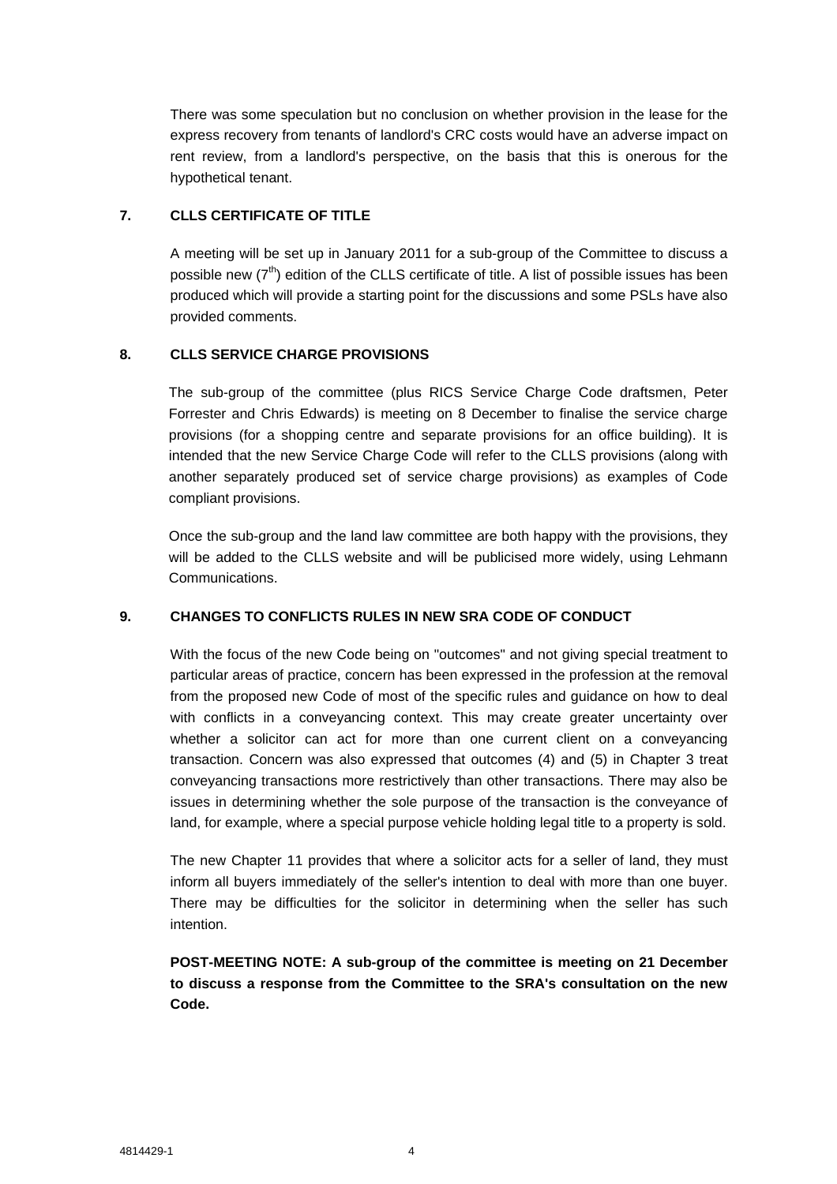There was some speculation but no conclusion on whether provision in the lease for the express recovery from tenants of landlord's CRC costs would have an adverse impact on rent review, from a landlord's perspective, on the basis that this is onerous for the hypothetical tenant.

## 7. CLLS CERTIFICATE OF TITLE

A meeting will be set up in January 2011 for a sub-group of the Committee to discuss a possible new (7th) edition of the CLLS certificate of title. A list of possible issues has been produced which will provide a starting point for the discussions and some PSLs have also provided comments.

## 8. CLLS SERVICE CHARGE PROVISIONS

The sub-group of the committee (plus RICS Service Charge Code draftsmen, Peter Forrester and Chris Edwards) is meeting on 8 December to finalise the service charge provisions (for a shopping centre and separate provisions for an office building). It is intended that the new Service Charge Code will refer to the CLLS provisions (along with another separately produced set of service charge provisions) as examples of Code compliant provisions.

Once the sub-group and the land law committee are both happy with the provisions, they will be added to the CLLS website and will be publicised more widely, using Lehmann Communications.

## 9. CHANGES TO CONFLICTS RULES IN NEW SRA CODE OF CONDUCT

With the focus of the new Code being on "outcomes" and not giving special treatment to particular areas of practice, concern has been expressed in the profession at the removal from the proposed new Code of most of the specific rules and guidance on how to deal with conflicts in a conveyancing context. This may create greater uncertainty over whether a solicitor can act for more than one current client on a conveyancing transaction. Concern was also expressed that outcomes (4) and (5) in Chapter 3 treat conveyancing transactions more restrictively than other transactions. There may also be issues in determining whether the sole purpose of the transaction is the conveyance of land, for example, where a special purpose vehicle holding legal title to a property is sold.

The new Chapter 11 provides that where a solicitor acts for a seller of land, they must inform all buyers immediately of the seller's intention to deal with more than one buyer. There may be difficulties for the solicitor in determining when the seller has such intention.

**POST-MEETING NOTE: A sub-group of the committee is meeting on 21 December to discuss a response from the Committee to the SRA's consultation on the new Code.**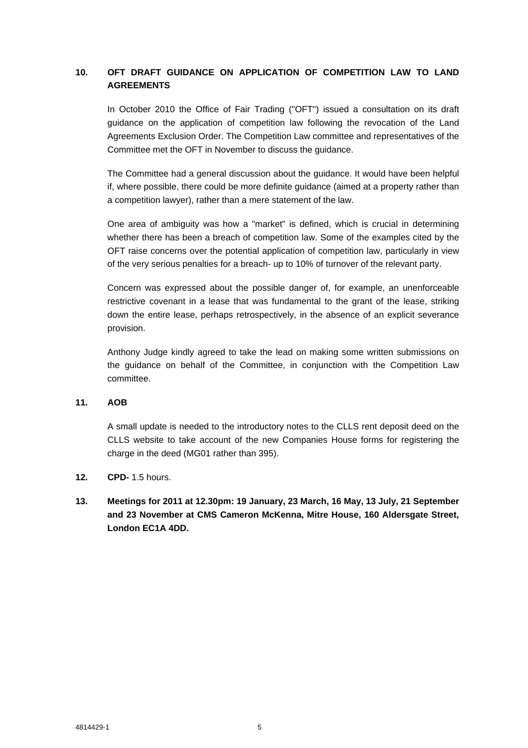**10. OFT DRAFT GUIDANCE ON APPLICATION OF COMPETITION LAW TO LAND AGREEMENTS**

In October 2010 the Office of Fair Trading ("OFT") issued a consultation on its draft guidance on the application of competition law following the revocation of the Land Agreements Exclusion Order. The Competition Law committee and representatives of the Committee met the OFT in November to discuss the guidance.

The Committee had a general discussion about the guidance. It would have been helpful if, where possible, there could be more definite guidance (aimed at a property rather than a competition lawyer), rather than a mere statement of the law.

One area of ambiguity was how a "market" is defined, which is crucial in determining whether there has been a breach of competition law. Some of the examples cited by the OFT raise concerns over the potential application of competition law, particularly in view of the very serious penalties for a breach- up to 10% of turnover of the relevant party.

Concern was expressed about the possible danger of, for example, an unenforceable restrictive covenant in a lease that was fundamental to the grant of the lease, striking down the entire lease, perhaps retrospectively, in the absence of an explicit severance provision.

Anthony Judge kindly agreed to take the lead on making some written submissions on the guidance on behalf of the Committee, in conjunction with the Competition Law committee.

**11. AOB**

A small update is needed to the introductory notes to the CLLS rent deposit deed on the CLLS website to take account of the new Companies House forms for registering the charge in the deed (MG01 rather than 395).

**12. CPD-** 1.5 hours.

**13. Meetings for 2011 at 12.30pm: 19 January, 23 March, 16 May, 13 July, 21 September and 23 November at CMS Cameron McKenna, Mitre House, 160 Aldersgate Street, London EC1A 4DD.**